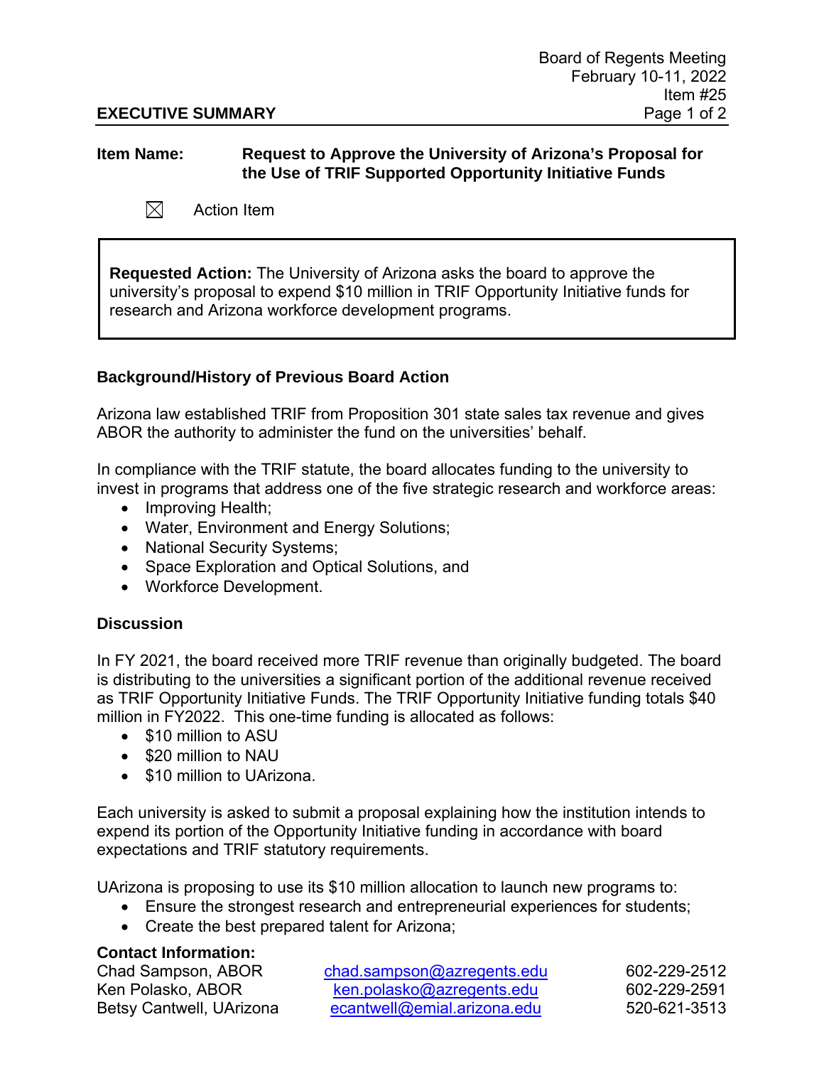Board of Regents Meeting
February 10-11, 2022
Item #25

**EXECUTIVE SUMMARY**

**Item Name:** **Request to Approve the University of Arizona's Proposal for the Use of TRIF Supported Opportunity Initiative Funds**

☒ Action Item

**Requested Action:** The University of Arizona asks the board to approve the university's proposal to expend $10 million in TRIF Opportunity Initiative funds for research and Arizona workforce development programs.

### Background/History of Previous Board Action

Arizona law established TRIF from Proposition 301 state sales tax revenue and gives ABOR the authority to administer the fund on the universities' behalf.

In compliance with the TRIF statute, the board allocates funding to the university to invest in programs that address one of the five strategic research and workforce areas:

- Improving Health;
- Water, Environment and Energy Solutions;
- National Security Systems;
- Space Exploration and Optical Solutions, and
- Workforce Development.

### Discussion

In FY 2021, the board received more TRIF revenue than originally budgeted. The board is distributing to the universities a significant portion of the additional revenue received as TRIF Opportunity Initiative Funds. The TRIF Opportunity Initiative funding totals $40 million in FY2022. This one-time funding is allocated as follows:

- $10 million to ASU
- $20 million to NAU
- $10 million to UArizona.

Each university is asked to submit a proposal explaining how the institution intends to expend its portion of the Opportunity Initiative funding in accordance with board expectations and TRIF statutory requirements.

UArizona is proposing to use its $10 million allocation to launch new programs to:

- Ensure the strongest research and entrepreneurial experiences for students;
- Create the best prepared talent for Arizona;

**Contact Information:**

| | | |
|---|---|---|
| Chad Sampson, ABOR | chad.sampson@azregents.edu | 602-229-2512 |
| Ken Polasko, ABOR | ken.polasko@azregents.edu | 602-229-2591 |
| Betsy Cantwell, UArizona | ecantwell@emial.arizona.edu | 520-621-3513 |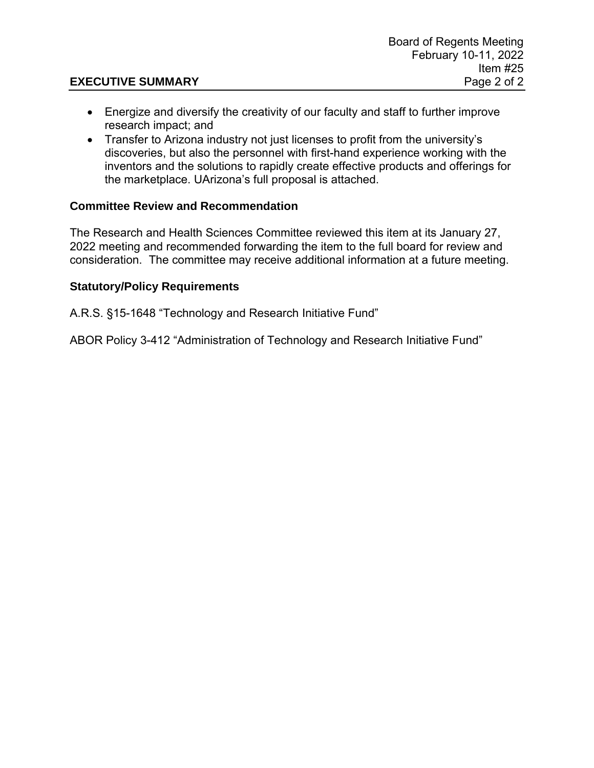- Energize and diversify the creativity of our faculty and staff to further improve research impact; and
- Transfer to Arizona industry not just licenses to profit from the university's discoveries, but also the personnel with first-hand experience working with the inventors and the solutions to rapidly create effective products and offerings for the marketplace. UArizona's full proposal is attached.

### Committee Review and Recommendation

The Research and Health Sciences Committee reviewed this item at its January 27, 2022 meeting and recommended forwarding the item to the full board for review and consideration. The committee may receive additional information at a future meeting.

### Statutory/Policy Requirements

A.R.S. §15-1648 "Technology and Research Initiative Fund"

ABOR Policy 3-412 "Administration of Technology and Research Initiative Fund"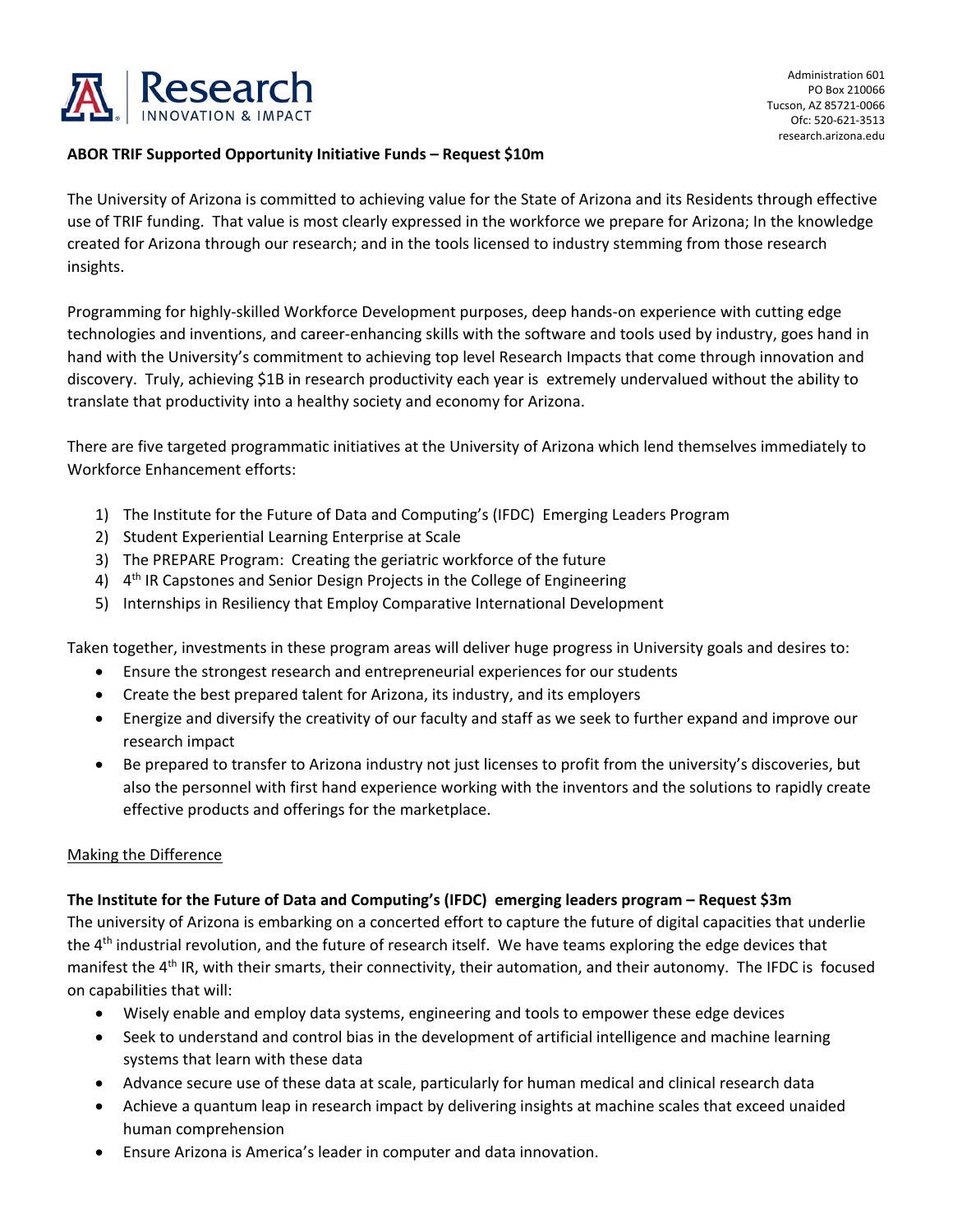**ABOR TRIF Supported Opportunity Initiative Funds – Request $10m**

The University of Arizona is committed to achieving value for the State of Arizona and its Residents through effective use of TRIF funding. That value is most clearly expressed in the workforce we prepare for Arizona; In the knowledge created for Arizona through our research; and in the tools licensed to industry stemming from those research insights.

Programming for highly-skilled Workforce Development purposes, deep hands-on experience with cutting edge technologies and inventions, and career-enhancing skills with the software and tools used by industry, goes hand in hand with the University's commitment to achieving top level Research Impacts that come through innovation and discovery. Truly, achieving $1B in research productivity each year is extremely undervalued without the ability to translate that productivity into a healthy society and economy for Arizona.

There are five targeted programmatic initiatives at the University of Arizona which lend themselves immediately to Workforce Enhancement efforts:

1) The Institute for the Future of Data and Computing's (IFDC) Emerging Leaders Program
2) Student Experiential Learning Enterprise at Scale
3) The PREPARE Program: Creating the geriatric workforce of the future
4) 4th IR Capstones and Senior Design Projects in the College of Engineering
5) Internships in Resiliency that Employ Comparative International Development

Taken together, investments in these program areas will deliver huge progress in University goals and desires to:

- Ensure the strongest research and entrepreneurial experiences for our students
- Create the best prepared talent for Arizona, its industry, and its employers
- Energize and diversify the creativity of our faculty and staff as we seek to further expand and improve our research impact
- Be prepared to transfer to Arizona industry not just licenses to profit from the university's discoveries, but also the personnel with first hand experience working with the inventors and the solutions to rapidly create effective products and offerings for the marketplace.

<u>Making the Difference</u>

**The Institute for the Future of Data and Computing's (IFDC) emerging leaders program – Request $3m**

The university of Arizona is embarking on a concerted effort to capture the future of digital capacities that underlie the 4th industrial revolution, and the future of research itself. We have teams exploring the edge devices that manifest the 4th IR, with their smarts, their connectivity, their automation, and their autonomy. The IFDC is focused on capabilities that will:

- Wisely enable and employ data systems, engineering and tools to empower these edge devices
- Seek to understand and control bias in the development of artificial intelligence and machine learning systems that learn with these data
- Advance secure use of these data at scale, particularly for human medical and clinical research data
- Achieve a quantum leap in research impact by delivering insights at machine scales that exceed unaided human comprehension
- Ensure Arizona is America's leader in computer and data innovation.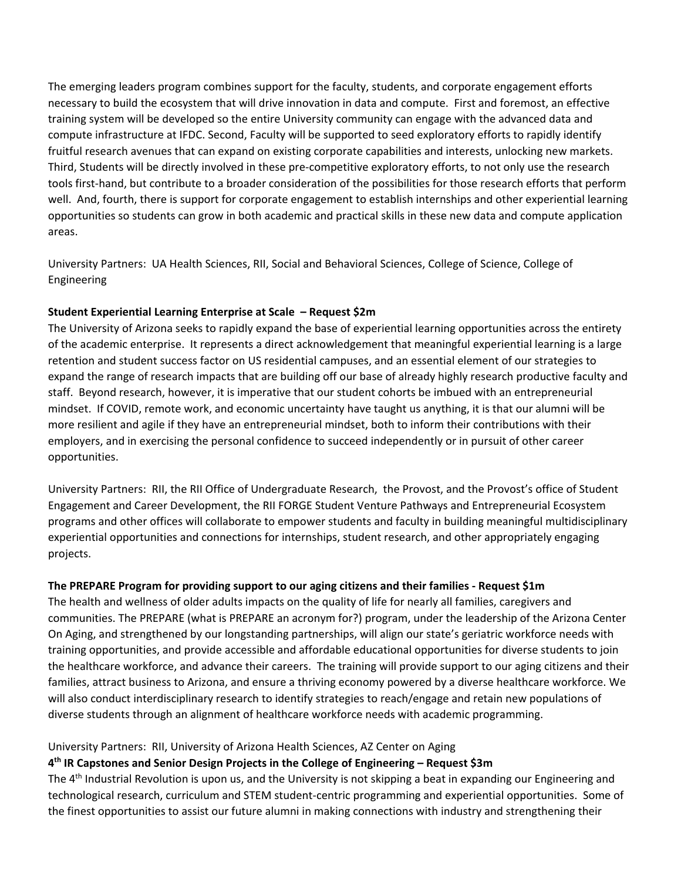The emerging leaders program combines support for the faculty, students, and corporate engagement efforts necessary to build the ecosystem that will drive innovation in data and compute. First and foremost, an effective training system will be developed so the entire University community can engage with the advanced data and compute infrastructure at IFDC. Second, Faculty will be supported to seed exploratory efforts to rapidly identify fruitful research avenues that can expand on existing corporate capabilities and interests, unlocking new markets. Third, Students will be directly involved in these pre-competitive exploratory efforts, to not only use the research tools first-hand, but contribute to a broader consideration of the possibilities for those research efforts that perform well. And, fourth, there is support for corporate engagement to establish internships and other experiential learning opportunities so students can grow in both academic and practical skills in these new data and compute application areas.

University Partners: UA Health Sciences, RII, Social and Behavioral Sciences, College of Science, College of Engineering

**Student Experiential Learning Enterprise at Scale – Request $2m**

The University of Arizona seeks to rapidly expand the base of experiential learning opportunities across the entirety of the academic enterprise. It represents a direct acknowledgement that meaningful experiential learning is a large retention and student success factor on US residential campuses, and an essential element of our strategies to expand the range of research impacts that are building off our base of already highly research productive faculty and staff. Beyond research, however, it is imperative that our student cohorts be imbued with an entrepreneurial mindset. If COVID, remote work, and economic uncertainty have taught us anything, it is that our alumni will be more resilient and agile if they have an entrepreneurial mindset, both to inform their contributions with their employers, and in exercising the personal confidence to succeed independently or in pursuit of other career opportunities.

University Partners: RII, the RII Office of Undergraduate Research, the Provost, and the Provost's office of Student Engagement and Career Development, the RII FORGE Student Venture Pathways and Entrepreneurial Ecosystem programs and other offices will collaborate to empower students and faculty in building meaningful multidisciplinary experiential opportunities and connections for internships, student research, and other appropriately engaging projects.

**The PREPARE Program for providing support to our aging citizens and their families - Request $1m**

The health and wellness of older adults impacts on the quality of life for nearly all families, caregivers and communities. The PREPARE (what is PREPARE an acronym for?) program, under the leadership of the Arizona Center On Aging, and strengthened by our longstanding partnerships, will align our state's geriatric workforce needs with training opportunities, and provide accessible and affordable educational opportunities for diverse students to join the healthcare workforce, and advance their careers. The training will provide support to our aging citizens and their families, attract business to Arizona, and ensure a thriving economy powered by a diverse healthcare workforce. We will also conduct interdisciplinary research to identify strategies to reach/engage and retain new populations of diverse students through an alignment of healthcare workforce needs with academic programming.

University Partners: RII, University of Arizona Health Sciences, AZ Center on Aging

**4th IR Capstones and Senior Design Projects in the College of Engineering – Request $3m**

The 4th Industrial Revolution is upon us, and the University is not skipping a beat in expanding our Engineering and technological research, curriculum and STEM student-centric programming and experiential opportunities. Some of the finest opportunities to assist our future alumni in making connections with industry and strengthening their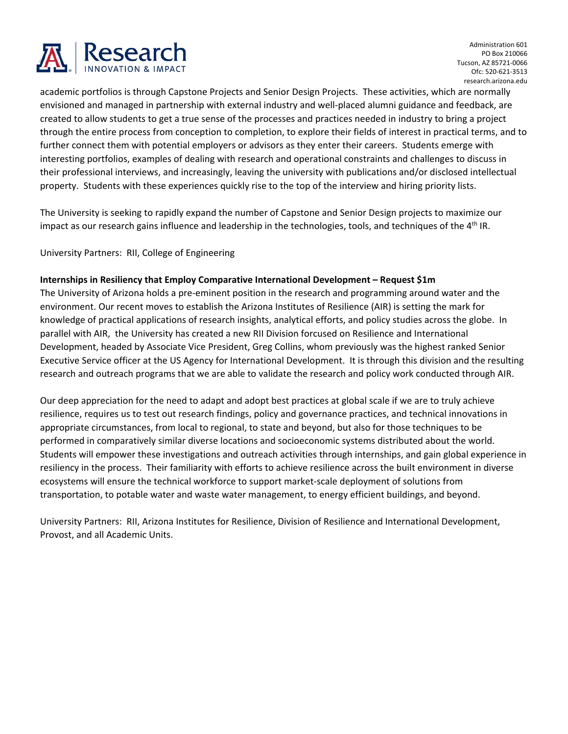academic portfolios is through Capstone Projects and Senior Design Projects. These activities, which are normally envisioned and managed in partnership with external industry and well-placed alumni guidance and feedback, are created to allow students to get a true sense of the processes and practices needed in industry to bring a project through the entire process from conception to completion, to explore their fields of interest in practical terms, and to further connect them with potential employers or advisors as they enter their careers. Students emerge with interesting portfolios, examples of dealing with research and operational constraints and challenges to discuss in their professional interviews, and increasingly, leaving the university with publications and/or disclosed intellectual property. Students with these experiences quickly rise to the top of the interview and hiring priority lists.

The University is seeking to rapidly expand the number of Capstone and Senior Design projects to maximize our impact as our research gains influence and leadership in the technologies, tools, and techniques of the 4th IR.

University Partners: RII, College of Engineering

**Internships in Resiliency that Employ Comparative International Development – Request $1m**

The University of Arizona holds a pre-eminent position in the research and programming around water and the environment. Our recent moves to establish the Arizona Institutes of Resilience (AIR) is setting the mark for knowledge of practical applications of research insights, analytical efforts, and policy studies across the globe. In parallel with AIR, the University has created a new RII Division forcused on Resilience and International Development, headed by Associate Vice President, Greg Collins, whom previously was the highest ranked Senior Executive Service officer at the US Agency for International Development. It is through this division and the resulting research and outreach programs that we are able to validate the research and policy work conducted through AIR.

Our deep appreciation for the need to adapt and adopt best practices at global scale if we are to truly achieve resilience, requires us to test out research findings, policy and governance practices, and technical innovations in appropriate circumstances, from local to regional, to state and beyond, but also for those techniques to be performed in comparatively similar diverse locations and socioeconomic systems distributed about the world. Students will empower these investigations and outreach activities through internships, and gain global experience in resiliency in the process. Their familiarity with efforts to achieve resilience across the built environment in diverse ecosystems will ensure the technical workforce to support market-scale deployment of solutions from transportation, to potable water and waste water management, to energy efficient buildings, and beyond.

University Partners: RII, Arizona Institutes for Resilience, Division of Resilience and International Development, Provost, and all Academic Units.